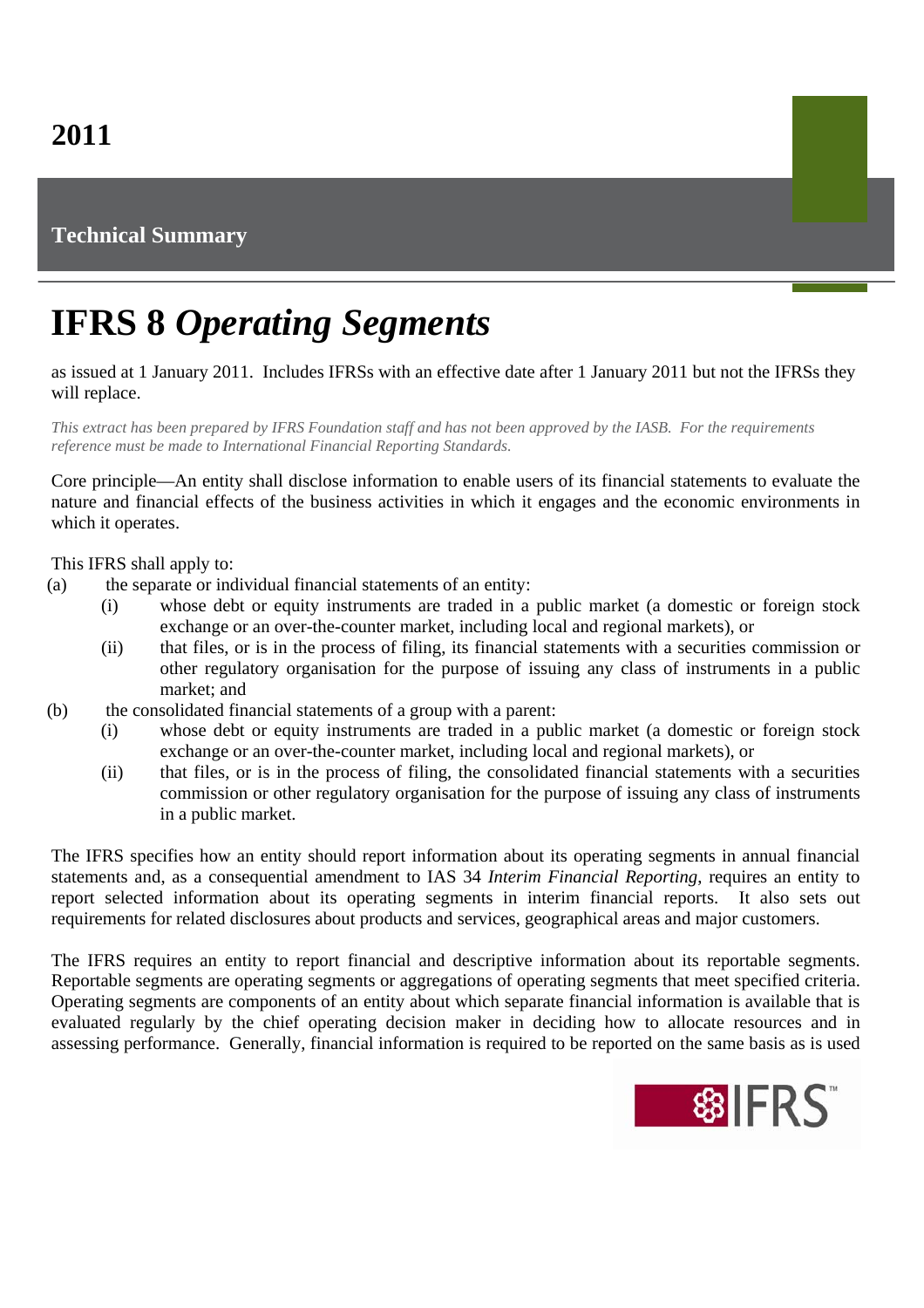**2011**

**Technical Summary**

# IFRS 8 *Operating Segments*

as issued at 1 January 2011. Includes IFRSs with an effective date after 1 January 2011 but not the IFRSs they will replace.

*This extract has been prepared by IFRS Foundation staff and has not been approved by the IASB. For the requirements reference must be made to International Financial Reporting Standards.*

Core principle—An entity shall disclose information to enable users of its financial statements to evaluate the nature and financial effects of the business activities in which it engages and the economic environments in which it operates.

This IFRS shall apply to:

(a) the separate or individual financial statements of an entity:
   - (i) whose debt or equity instruments are traded in a public market (a domestic or foreign stock exchange or an over-the-counter market, including local and regional markets), or
   - (ii) that files, or is in the process of filing, its financial statements with a securities commission or other regulatory organisation for the purpose of issuing any class of instruments in a public market; and

(b) the consolidated financial statements of a group with a parent:
   - (i) whose debt or equity instruments are traded in a public market (a domestic or foreign stock exchange or an over-the-counter market, including local and regional markets), or
   - (ii) that files, or is in the process of filing, the consolidated financial statements with a securities commission or other regulatory organisation for the purpose of issuing any class of instruments in a public market.

The IFRS specifies how an entity should report information about its operating segments in annual financial statements and, as a consequential amendment to IAS 34 *Interim Financial Reporting*, requires an entity to report selected information about its operating segments in interim financial reports. It also sets out requirements for related disclosures about products and services, geographical areas and major customers.

The IFRS requires an entity to report financial and descriptive information about its reportable segments. Reportable segments are operating segments or aggregations of operating segments that meet specified criteria. Operating segments are components of an entity about which separate financial information is available that is evaluated regularly by the chief operating decision maker in deciding how to allocate resources and in assessing performance. Generally, financial information is required to be reported on the same basis as is used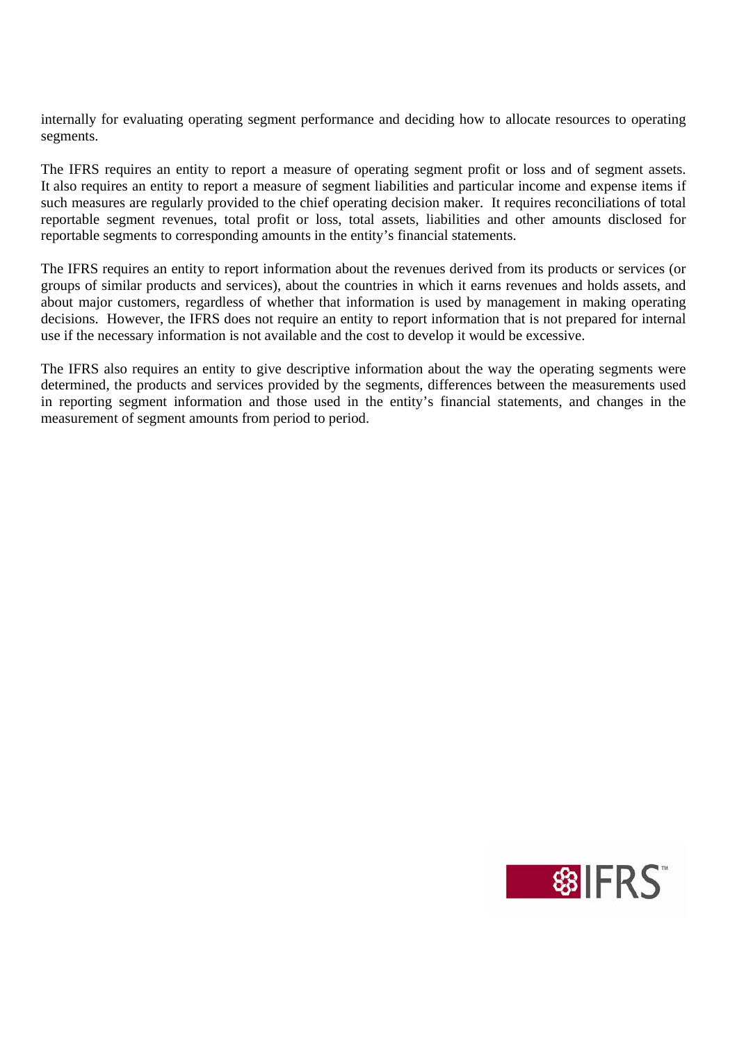internally for evaluating operating segment performance and deciding how to allocate resources to operating segments.

The IFRS requires an entity to report a measure of operating segment profit or loss and of segment assets. It also requires an entity to report a measure of segment liabilities and particular income and expense items if such measures are regularly provided to the chief operating decision maker. It requires reconciliations of total reportable segment revenues, total profit or loss, total assets, liabilities and other amounts disclosed for reportable segments to corresponding amounts in the entity's financial statements.

The IFRS requires an entity to report information about the revenues derived from its products or services (or groups of similar products and services), about the countries in which it earns revenues and holds assets, and about major customers, regardless of whether that information is used by management in making operating decisions. However, the IFRS does not require an entity to report information that is not prepared for internal use if the necessary information is not available and the cost to develop it would be excessive.

The IFRS also requires an entity to give descriptive information about the way the operating segments were determined, the products and services provided by the segments, differences between the measurements used in reporting segment information and those used in the entity's financial statements, and changes in the measurement of segment amounts from period to period.